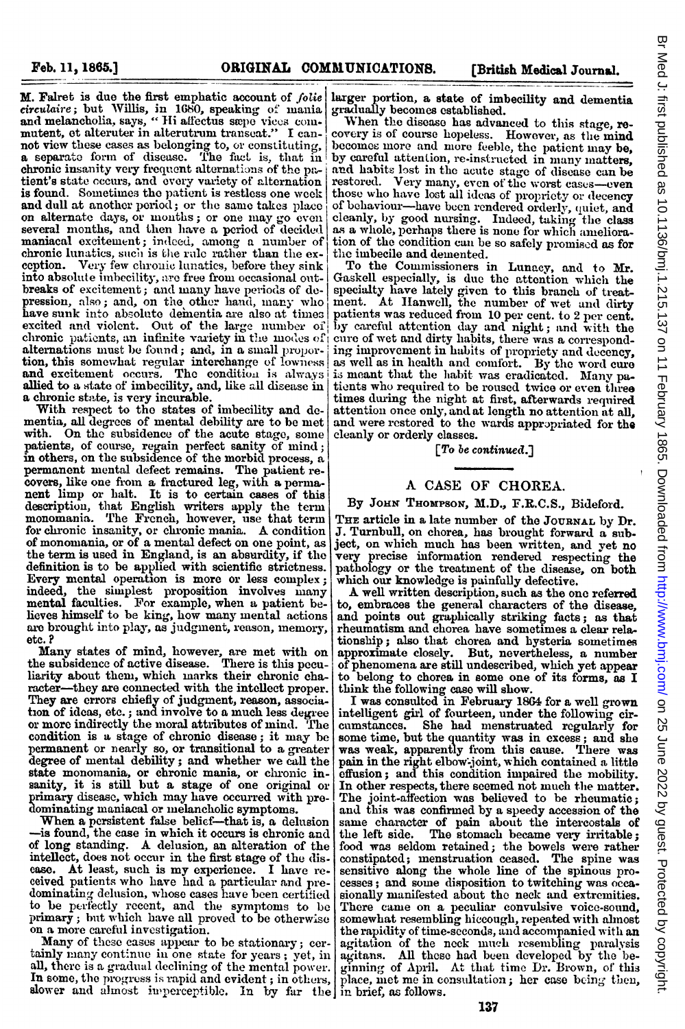M. Falret is due the first emphatic account of *folie circulaire*; but Willis, in 1680, speaking of mania and melancholia, says, " Hi affectus sæpe vices commutent, et alteruter in alterutrum transeat." I cannot view these cases as belonging to, or constituting, a separate form of disease. The fact is, that in chronic insanity very frequent alternations of the patient's state occurs, and every variety of alternation is found. Sometimes the patient is restless one week and dull at another period; or the same takes place on alternate days, or months; or one may go even several months, and then have a period of decided maniacal excitement; indeed, among a number of chronic lunatics, such is the rule rather than the exception. Very few chronic lunatics, before they sink into absolute imbecility, are free from occasional outbreaks of excitement; and many have periods of depression, also; and, on the other hand, many who have sunk into absolute dementia are also at times excited and violent. Out of the large number of chronic patients, an infinite variety in the modes of alternations must be found; and, in a small proportion, this somewhat regular interchange of lowness and excitement occurs. The condition is always allied to a state of imbecility, and, like all disease in a chronic state, is very incurable.

With respect to the states of imbecility and dementia, all degrees of mental debility are to be met with. On the subsidence of the acute stage, some patients, of course, regain perfect sanity of mind; in others, on the subsidence of the morbid process, a permanent mental defect remains. The patient recovers, like one from a fractured leg, with a permanent limp or halt. It is to certain cases of this description, that English writers apply the term monomania. The French, however, use that term for chronic insanity, or chronic mania. A condition of monomania, or of a mental defect on one point, as the term is used in England, is an absurdity, if the definition is to be applied with scientific strictness. Every mental operation is more or less complex; indeed, the simplest proposition involves many mental faculties. For example, when a patient believes himself to be king, how many mental actions are brought into play, as judgment, reason, memory, etc.?

Many states of mind, however, are met with on the subsidence of active disease. There is this peculiarity about them, which marks their chronic character—they are connected with the intellect proper. They are errors chiefly of judgment, reason, association of ideas, etc.; and involve to a much less degree or more indirectly the moral attributes of mind. The condition is a stage of chronic disease; it may be permanent or nearly so, or transitional to a greater degree of mental debility; and whether we call the state monomania, or chronic mania, or chronic insanity, it is still but a stage of one original or primary disease, which may have occurred with predominating maniacal or melancholic symptoms.

When a persistent false belief—that is, a delusion—is found, the case in which it occurs is chronic and of long standing. A delusion, an alteration of the intellect, does not occur in the first stage of the disease. At least, such is my experience. I have received patients who have had a particular and predominating delusion, whose cases have been certified to be perfectly recent, and the symptoms to be primary; but which have all proved to be otherwise on a more careful investigation.

Many of these cases appear to be stationary; certainly many continue in one state for years; yet, in all, there is a gradual declining of the mental power. In some, the progress is rapid and evident; in others, slower and almost imperceptible. In by far the larger portion, a state of imbecility and dementia gradually becomes established.

When the disease has advanced to this stage, recovery is of course hopeless. However, as the mind becomes more and more feeble, the patient may be, by careful attention, re-instructed in many matters, and habits lost in the acute stage of disease can be restored. Very many, even of the worst cases—even those who have lost all ideas of propriety or decency of behaviour—have been rendered orderly, quiet, and cleanly, by good nursing. Indeed, taking the class as a whole, perhaps there is none for which amelioration of the condition can be so safely promised as for the imbecile and demented.

To the Commissioners in Lunacy, and to Mr. Gaskell especially, is due the attention which the specialty have lately given to this branch of treatment. At Hanwell, the number of wet and dirty patients was reduced from 10 per cent. to 2 per cent. by careful attention day and night; and with the cure of wet and dirty habits, there was a corresponding improvement in habits of propriety and decency, as well as in health and comfort. By the word cure is meant that the habit was eradicated. Many patients who required to be roused twice or even three times during the night at first, afterwards required attention once only, and at length no attention at all, and were restored to the wards appropriated for the cleanly or orderly classes.

[*To be continued.*]

## A CASE OF CHOREA.

By John Thompson, M.D., F.R.C.S., Bideford.

The article in a late number of the Journal by Dr. J. Turnbull, on chorea, has brought forward a subject, on which much has been written, and yet no very precise information rendered respecting the pathology or the treatment of the disease, on both which our knowledge is painfully defective.

A well written description, such as the one referred to, embraces the general characters of the disease, and points out graphically striking facts; as that rheumatism and chorea have sometimes a clear relationship; also that chorea and hysteria sometimes approximate closely. But, nevertheless, a number of phenomena are still undescribed, which yet appear to belong to chorea in some one of its forms, as I think the following case will show.

I was consulted in February 1864 for a well grown intelligent girl of fourteen, under the following circumstances. She had menstruated regularly for some time, but the quantity was in excess; and she was weak, apparently from this cause. There was pain in the right elbow-joint, which contained a little effusion; and this condition impaired the mobility. In other respects, there seemed not much the matter. The joint-affection was believed to be rheumatic; and this was confirmed by a speedy accession of the same character of pain about the intercostals of the left side. The stomach became very irritable; food was seldom retained; the bowels were rather constipated; menstruation ceased. The spine was sensitive along the whole line of the spinous processes; and some disposition to twitching was occasionally manifested about the neck and extremities. There came on a peculiar convulsive voice-sound, somewhat resembling hiccough, repeated with almost the rapidity of time-seconds, and accompanied with an agitation of the neck much resembling paralysis agitans. All these had been developed by the beginning of April. At that time Dr. Brown, of this place, met me in consultation; her case being then, in brief, as follows.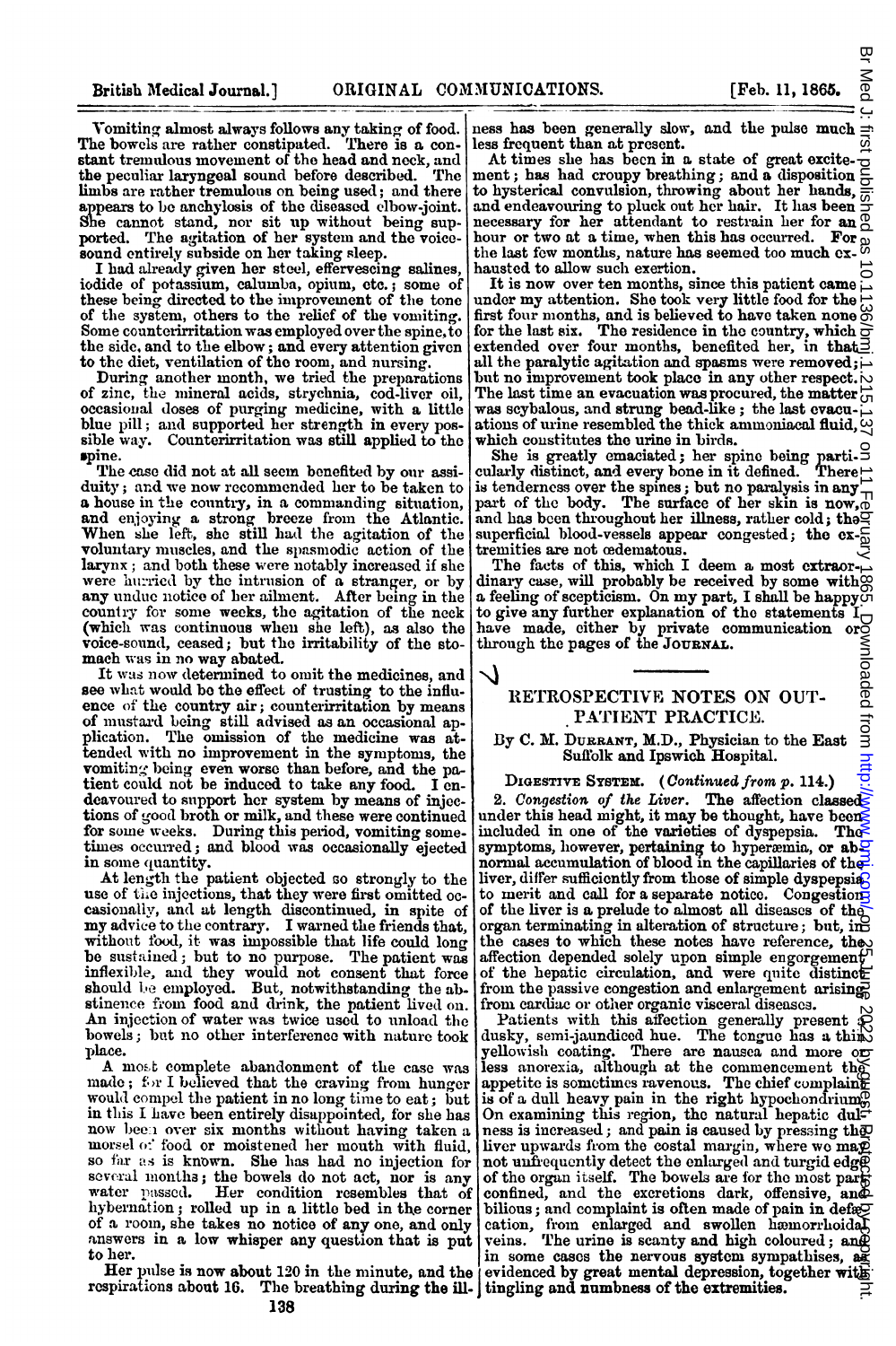Vomiting almost always follows any taking of food. The bowels are rather constipated. There is a constant tremulous movement of the head and neck, and the peculiar laryngeal sound before described. The limbs are rather tremulous on being used; and there appears to be anchylosis of the diseased elbow-joint. She cannot stand, nor sit up without being supported. The agitation of her system and the voice-sound entirely subside on her taking sleep.

I had already given her steel, effervescing salines, iodide of potassium, calumba, opium, etc.; some of these being directed to the improvement of the tone of the system, others to the relief of the vomiting. Some counterirritation was employed over the spine, to the side, and to the elbow; and every attention given to the diet, ventilation of the room, and nursing.

During another month, we tried the preparations of zinc, the mineral acids, strychnia, cod-liver oil, occasional doses of purging medicine, with a little blue pill; and supported her strength in every possible way. Counterirritation was still applied to the spine.

The case did not at all seem benefited by our assiduity; and we now recommended her to be taken to a house in the country, in a commanding situation, and enjoying a strong breeze from the Atlantic. When she left, she still had the agitation of the voluntary muscles, and the spasmodic action of the larynx; and both these were notably increased if she were hurried by the intrusion of a stranger, or by any undue notice of her ailment. After being in the country for some weeks, the agitation of the neck (which was continuous when she left), as also the voice-sound, ceased; but the irritability of the stomach was in no way abated.

It was now determined to omit the medicines, and see what would be the effect of trusting to the influence of the country air; counterirritation by means of mustard being still advised as an occasional application. The omission of the medicine was attended with no improvement in the symptoms, the vomiting being even worse than before, and the patient could not be induced to take any food. I endeavoured to support her system by means of injections of good broth or milk, and these were continued for some weeks. During this period, vomiting sometimes occurred; and blood was occasionally ejected in some quantity.

At length the patient objected so strongly to the use of the injections, that they were first omitted occasionally, and at length discontinued, in spite of my advice to the contrary. I warned the friends that, without food, it was impossible that life could long be sustained; but to no purpose. The patient was inflexible, and they would not consent that force should be employed. But, notwithstanding the abstinence from food and drink, the patient lived on. An injection of water was twice used to unload the bowels; but no other interference with nature took place.

A most complete abandonment of the case was made; for I believed that the craving from hunger would compel the patient in no long time to eat; but in this I have been entirely disappointed, for she has now been over six months without having taken a morsel of food or moistened her mouth with fluid, so far as is known. She has had no injection for several months; the bowels do not act, nor is any water passed. Her condition resembles that of hybernation; rolled up in a little bed in the corner of a room, she takes no notice of any one, and only answers in a low whisper any question that is put to her.

Her pulse is now about 120 in the minute, and the respirations about 16. The breathing during the illness has been generally slow, and the pulse much less frequent than at present.

At times she has been in a state of great excitement; has had croupy breathing; and a disposition to hysterical convulsion, throwing about her hands, and endeavouring to pluck out her hair. It has been necessary for her attendant to restrain her for an hour or two at a time, when this has occurred. For the last few months, nature has seemed too much exhausted to allow such exertion.

It is now over ten months, since this patient came under my attention. She took very little food for the first four months, and is believed to have taken none for the last six. The residence in the country, which extended over four months, benefited her, in that all the paralytic agitation and spasms were removed; but no improvement took place in any other respect. The last time an evacuation was procured, the matter was scybalous, and strung bead-like; the last evacuations of urine resembled the thick ammoniacal fluid, which constitutes the urine in birds.

She is greatly emaciated; her spine being particularly distinct, and every bone in it defined. There is tenderness over the spines; but no paralysis in any part of the body. The surface of her skin is now, and has been throughout her illness, rather cold; the superficial blood-vessels appear congested; the extremities are not œdematous.

The facts of this, which I deem a most extraordinary case, will probably be received by some with a feeling of scepticism. On my part, I shall be happy to give any further explanation of the statements I have made, either by private communication or through the pages of the JOURNAL.

## RETROSPECTIVE NOTES ON OUT-PATIENT PRACTICE.

By C. M. DURRANT, M.D., Physician to the East Suffolk and Ipswich Hospital.

DIGESTIVE SYSTEM. (*Continued from p.* 114.)

2. *Congestion of the Liver.* The affection classed under this head might, it may be thought, have been included in one of the varieties of dyspepsia. The symptoms, however, pertaining to hyperæmia, or abnormal accumulation of blood in the capillaries of the liver, differ sufficiently from those of simple dyspepsia to merit and call for a separate notice. Congestion of the liver is a prelude to almost all diseases of the organ terminating in alteration of structure; but, in the cases to which these notes have reference, the affection depended solely upon simple engorgement of the hepatic circulation, and were quite distinct from the passive congestion and enlargement arising from cardiac or other organic visceral diseases.

Patients with this affection generally present a dusky, semi-jaundiced hue. The tongue has a thin yellowish coating. There are nausea and more or less anorexia, although at the commencement the appetite is sometimes ravenous. The chief complaint is of a dull heavy pain in the right hypochondrium. On examining this region, the natural hepatic dulness is increased; and pain is caused by pressing the liver upwards from the costal margin, where we may not unfrequently detect the enlarged and turgid edge of the organ itself. The bowels are for the most part confined, and the excretions dark, offensive, and bilious; and complaint is often made of pain in defæcation, from enlarged and swollen hæmorrhoidal veins. The urine is scanty and high coloured; and in some cases the nervous system sympathises, as evidenced by great mental depression, together with tingling and numbness of the extremities.